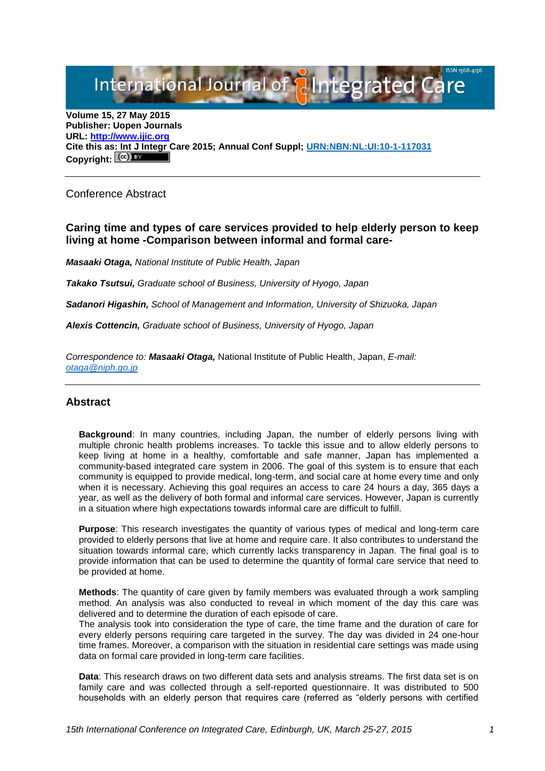Volume 15, 27 May 2015
Publisher: Uopen Journals
URL: http://www.ijic.org
Cite this as: Int J Integr Care 2015; Annual Conf Suppl; URN:NBN:NL:UI:10-1-117031
Copyright: (cc) BY

---

Conference Abstract

## Caring time and types of care services provided to help elderly person to keep living at home -Comparison between informal and formal care-

***Masaaki Otaga,*** *National Institute of Public Health, Japan*

***Takako Tsutsui,*** *Graduate school of Business, University of Hyogo, Japan*

***Sadanori Higashin,*** *School of Management and Information, University of Shizuoka, Japan*

***Alexis Cottencin,*** *Graduate school of Business, University of Hyogo, Japan*

*Correspondence to:* ***Masaaki Otaga,*** National Institute of Public Health, Japan, *E-mail:* otaga@niph.go.jp

---

## Abstract

**Background**: In many countries, including Japan, the number of elderly persons living with multiple chronic health problems increases. To tackle this issue and to allow elderly persons to keep living at home in a healthy, comfortable and safe manner, Japan has implemented a community-based integrated care system in 2006. The goal of this system is to ensure that each community is equipped to provide medical, long-term, and social care at home every time and only when it is necessary. Achieving this goal requires an access to care 24 hours a day, 365 days a year, as well as the delivery of both formal and informal care services. However, Japan is currently in a situation where high expectations towards informal care are difficult to fulfill.

**Purpose**: This research investigates the quantity of various types of medical and long-term care provided to elderly persons that live at home and require care. It also contributes to understand the situation towards informal care, which currently lacks transparency in Japan. The final goal is to provide information that can be used to determine the quantity of formal care service that need to be provided at home.

**Methods**: The quantity of care given by family members was evaluated through a work sampling method. An analysis was also conducted to reveal in which moment of the day this care was delivered and to determine the duration of each episode of care.
The analysis took into consideration the type of care, the time frame and the duration of care for every elderly persons requiring care targeted in the survey. The day was divided in 24 one-hour time frames. Moreover, a comparison with the situation in residential care settings was made using data on formal care provided in long-term care facilities.

**Data**: This research draws on two different data sets and analysis streams. The first data set is on family care and was collected through a self-reported questionnaire. It was distributed to 500 households with an elderly person that requires care (referred as "elderly persons with certified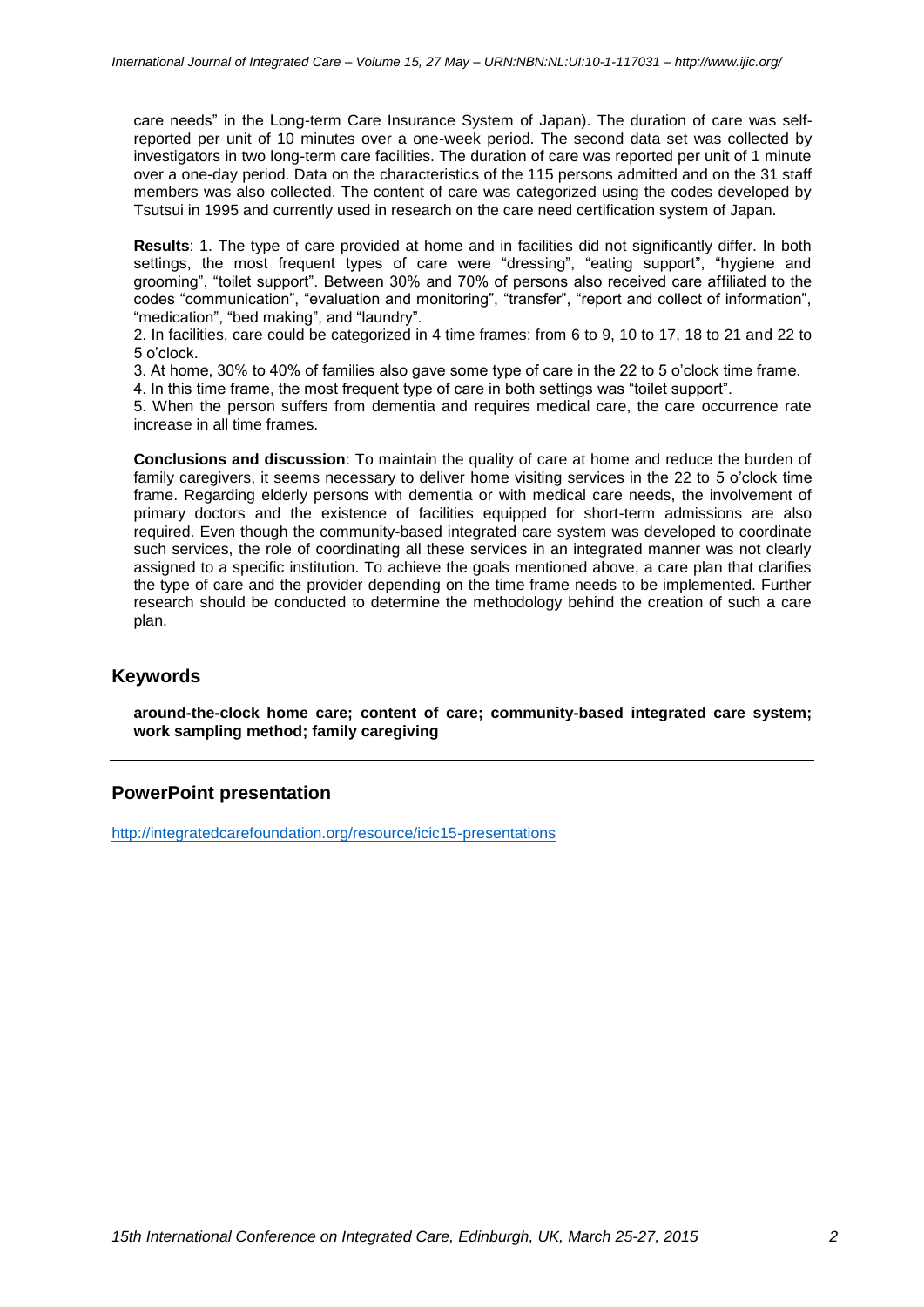care needs" in the Long-term Care Insurance System of Japan). The duration of care was self-reported per unit of 10 minutes over a one-week period. The second data set was collected by investigators in two long-term care facilities. The duration of care was reported per unit of 1 minute over a one-day period. Data on the characteristics of the 115 persons admitted and on the 31 staff members was also collected. The content of care was categorized using the codes developed by Tsutsui in 1995 and currently used in research on the care need certification system of Japan.

**Results**: 1. The type of care provided at home and in facilities did not significantly differ. In both settings, the most frequent types of care were "dressing", "eating support", "hygiene and grooming", "toilet support". Between 30% and 70% of persons also received care affiliated to the codes "communication", "evaluation and monitoring", "transfer", "report and collect of information", "medication", "bed making", and "laundry".

2. In facilities, care could be categorized in 4 time frames: from 6 to 9, 10 to 17, 18 to 21 and 22 to 5 o'clock.

3. At home, 30% to 40% of families also gave some type of care in the 22 to 5 o'clock time frame.

4. In this time frame, the most frequent type of care in both settings was "toilet support".

5. When the person suffers from dementia and requires medical care, the care occurrence rate increase in all time frames.

**Conclusions and discussion**: To maintain the quality of care at home and reduce the burden of family caregivers, it seems necessary to deliver home visiting services in the 22 to 5 o'clock time frame. Regarding elderly persons with dementia or with medical care needs, the involvement of primary doctors and the existence of facilities equipped for short-term admissions are also required. Even though the community-based integrated care system was developed to coordinate such services, the role of coordinating all these services in an integrated manner was not clearly assigned to a specific institution. To achieve the goals mentioned above, a care plan that clarifies the type of care and the provider depending on the time frame needs to be implemented. Further research should be conducted to determine the methodology behind the creation of such a care plan.

## Keywords

**around-the-clock home care; content of care; community-based integrated care system; work sampling method; family caregiving**

## PowerPoint presentation

http://integratedcarefoundation.org/resource/icic15-presentations